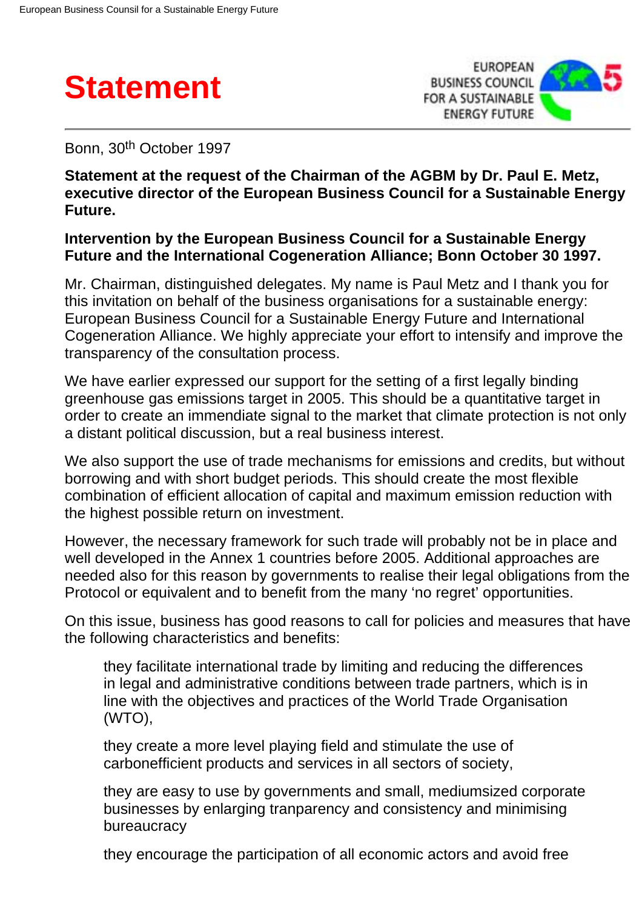# Statement

Bonn, 30th October 1997

**Statement at the request of the Chairman of the AGBM by Dr. Paul E. Metz, executive director of the European Business Council for a Sustainable Energy Future.**

**Intervention by the European Business Council for a Sustainable Energy Future and the International Cogeneration Alliance; Bonn October 30 1997.**

Mr. Chairman, distinguished delegates. My name is Paul Metz and I thank you for this invitation on behalf of the business organisations for a sustainable energy: European Business Council for a Sustainable Energy Future and International Cogeneration Alliance. We highly appreciate your effort to intensify and improve the transparency of the consultation process.

We have earlier expressed our support for the setting of a first legally binding greenhouse gas emissions target in 2005. This should be a quantitative target in order to create an immendiate signal to the market that climate protection is not only a distant political discussion, but a real business interest.

We also support the use of trade mechanisms for emissions and credits, but without borrowing and with short budget periods. This should create the most flexible combination of efficient allocation of capital and maximum emission reduction with the highest possible return on investment.

However, the necessary framework for such trade will probably not be in place and well developed in the Annex 1 countries before 2005. Additional approaches are needed also for this reason by governments to realise their legal obligations from the Protocol or equivalent and to benefit from the many 'no regret' opportunities.

On this issue, business has good reasons to call for policies and measures that have the following characteristics and benefits:

- they facilitate international trade by limiting and reducing the differences in legal and administrative conditions between trade partners, which is in line with the objectives and practices of the World Trade Organisation (WTO),
- they create a more level playing field and stimulate the use of carbonefficient products and services in all sectors of society,
- they are easy to use by governments and small, mediumsized corporate businesses by enlarging tranparency and consistency and minimising bureaucracy
- they encourage the participation of all economic actors and avoid free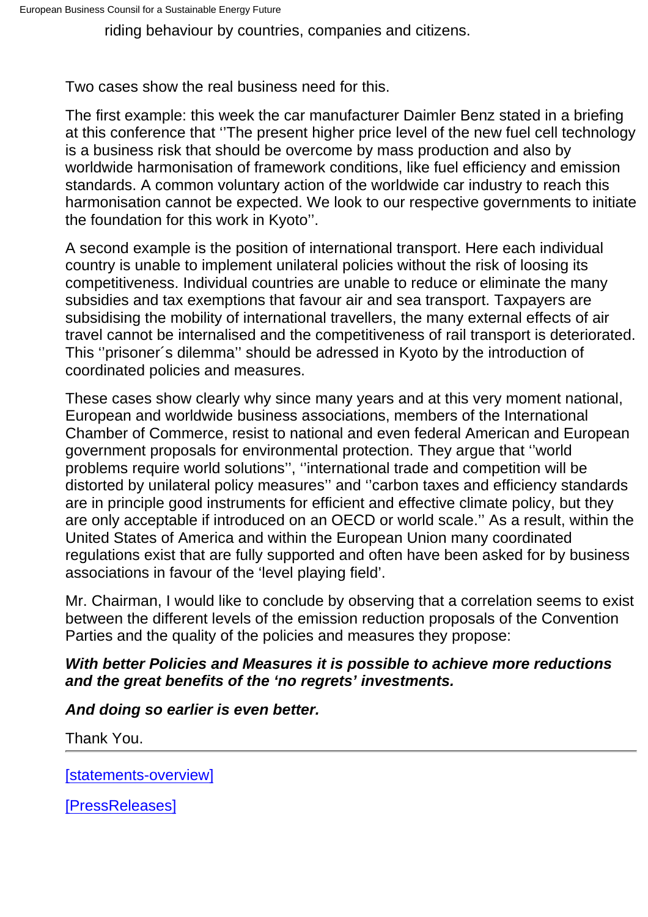riding behaviour by countries, companies and citizens.

Two cases show the real business need for this.

The first example: this week the car manufacturer Daimler Benz stated in a briefing at this conference that ''The present higher price level of the new fuel cell technology is a business risk that should be overcome by mass production and also by worldwide harmonisation of framework conditions, like fuel efficiency and emission standards. A common voluntary action of the worldwide car industry to reach this harmonisation cannot be expected. We look to our respective governments to initiate the foundation for this work in Kyoto''.

A second example is the position of international transport. Here each individual country is unable to implement unilateral policies without the risk of loosing its competitiveness. Individual countries are unable to reduce or eliminate the many subsidies and tax exemptions that favour air and sea transport. Taxpayers are subsidising the mobility of international travellers, the many external effects of air travel cannot be internalised and the competitiveness of rail transport is deteriorated. This ''prisoner´s dilemma'' should be adressed in Kyoto by the introduction of coordinated policies and measures.

These cases show clearly why since many years and at this very moment national, European and worldwide business associations, members of the International Chamber of Commerce, resist to national and even federal American and European government proposals for environmental protection. They argue that ''world problems require world solutions'', ''international trade and competition will be distorted by unilateral policy measures'' and ''carbon taxes and efficiency standards are in principle good instruments for efficient and effective climate policy, but they are only acceptable if introduced on an OECD or world scale.'' As a result, within the United States of America and within the European Union many coordinated regulations exist that are fully supported and often have been asked for by business associations in favour of the 'level playing field'.

Mr. Chairman, I would like to conclude by observing that a correlation seems to exist between the different levels of the emission reduction proposals of the Convention Parties and the quality of the policies and measures they propose:

***With better Policies and Measures it is possible to achieve more reductions and the great benefits of the 'no regrets' investments.***

***And doing so earlier is even better.***

Thank You.

---

[statements-overview]

[PressReleases]